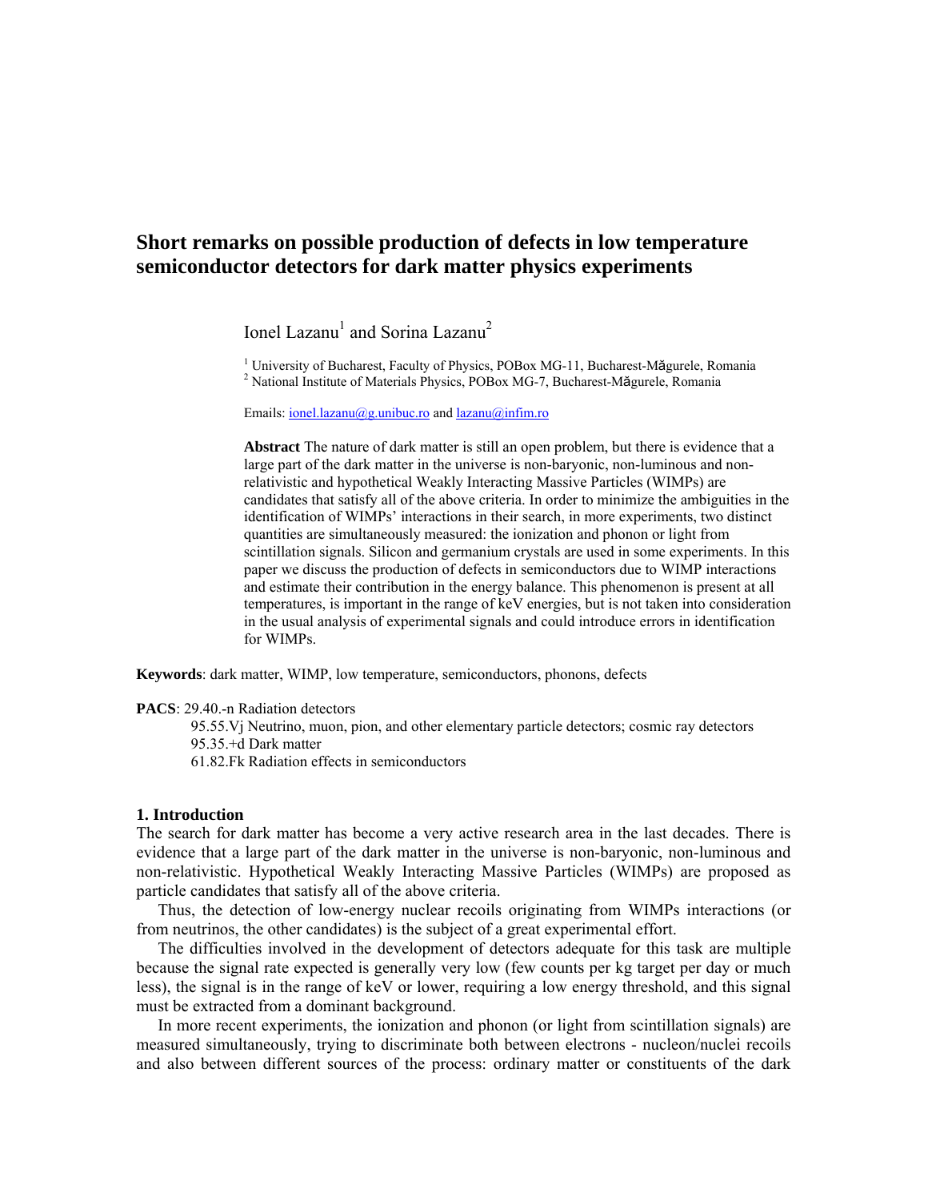# Short remarks on possible production of defects in low temperature semiconductor detectors for dark matter physics experiments

Ionel Lazanu[1] and Sorina Lazanu[2]

[1] University of Bucharest, Faculty of Physics, POBox MG-11, Bucharest-Măgurele, Romania
[2] National Institute of Materials Physics, POBox MG-7, Bucharest-Măgurele, Romania

Emails: ionel.lazanu@g.unibuc.ro and lazanu@infim.ro

**Abstract** The nature of dark matter is still an open problem, but there is evidence that a large part of the dark matter in the universe is non-baryonic, non-luminous and non-relativistic and hypothetical Weakly Interacting Massive Particles (WIMPs) are candidates that satisfy all of the above criteria. In order to minimize the ambiguities in the identification of WIMPs' interactions in their search, in more experiments, two distinct quantities are simultaneously measured: the ionization and phonon or light from scintillation signals. Silicon and germanium crystals are used in some experiments. In this paper we discuss the production of defects in semiconductors due to WIMP interactions and estimate their contribution in the energy balance. This phenomenon is present at all temperatures, is important in the range of keV energies, but is not taken into consideration in the usual analysis of experimental signals and could introduce errors in identification for WIMPs.

**Keywords**: dark matter, WIMP, low temperature, semiconductors, phonons, defects

**PACS**: 29.40.-n Radiation detectors
95.55.Vj Neutrino, muon, pion, and other elementary particle detectors; cosmic ray detectors
95.35.+d Dark matter
61.82.Fk Radiation effects in semiconductors

## 1. Introduction

The search for dark matter has become a very active research area in the last decades. There is evidence that a large part of the dark matter in the universe is non-baryonic, non-luminous and non-relativistic. Hypothetical Weakly Interacting Massive Particles (WIMPs) are proposed as particle candidates that satisfy all of the above criteria.

Thus, the detection of low-energy nuclear recoils originating from WIMPs interactions (or from neutrinos, the other candidates) is the subject of a great experimental effort.

The difficulties involved in the development of detectors adequate for this task are multiple because the signal rate expected is generally very low (few counts per kg target per day or much less), the signal is in the range of keV or lower, requiring a low energy threshold, and this signal must be extracted from a dominant background.

In more recent experiments, the ionization and phonon (or light from scintillation signals) are measured simultaneously, trying to discriminate both between electrons - nucleon/nuclei recoils and also between different sources of the process: ordinary matter or constituents of the dark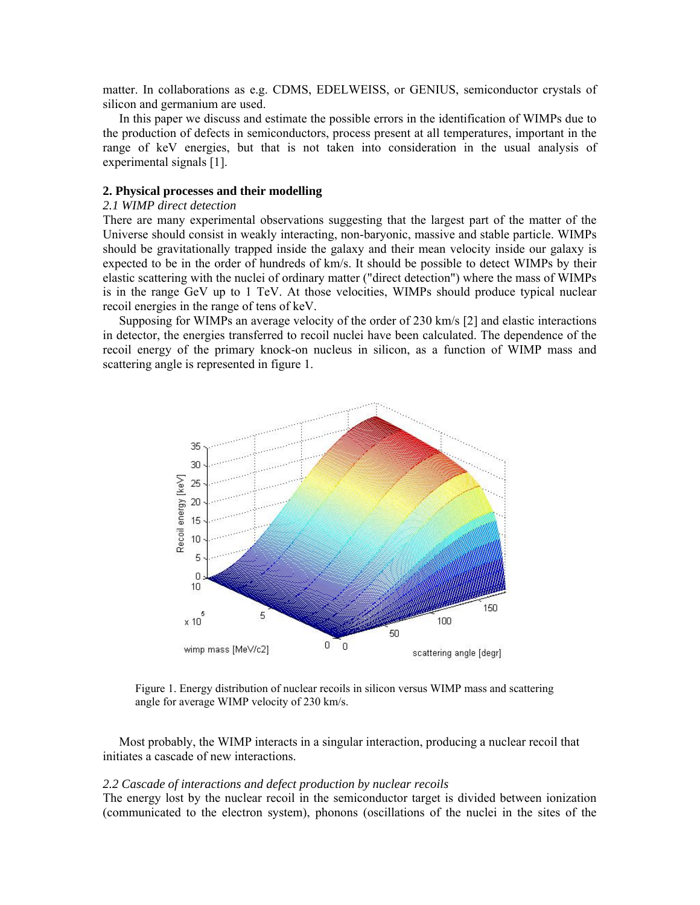matter. In collaborations as e.g. CDMS, EDELWEISS, or GENIUS, semiconductor crystals of silicon and germanium are used.

In this paper we discuss and estimate the possible errors in the identification of WIMPs due to the production of defects in semiconductors, process present at all temperatures, important in the range of keV energies, but that is not taken into consideration in the usual analysis of experimental signals [1].

## 2. Physical processes and their modelling

### *2.1 WIMP direct detection*

There are many experimental observations suggesting that the largest part of the matter of the Universe should consist in weakly interacting, non-baryonic, massive and stable particle. WIMPs should be gravitationally trapped inside the galaxy and their mean velocity inside our galaxy is expected to be in the order of hundreds of km/s. It should be possible to detect WIMPs by their elastic scattering with the nuclei of ordinary matter ("direct detection") where the mass of WIMPs is in the range GeV up to 1 TeV. At those velocities, WIMPs should produce typical nuclear recoil energies in the range of tens of keV.

Supposing for WIMPs an average velocity of the order of 230 km/s [2] and elastic interactions in detector, the energies transferred to recoil nuclei have been calculated. The dependence of the recoil energy of the primary knock-on nucleus in silicon, as a function of WIMP mass and scattering angle is represented in figure 1.

Figure 1. Energy distribution of nuclear recoils in silicon versus WIMP mass and scattering angle for average WIMP velocity of 230 km/s.

Most probably, the WIMP interacts in a singular interaction, producing a nuclear recoil that initiates a cascade of new interactions.

### *2.2 Cascade of interactions and defect production by nuclear recoils*

The energy lost by the nuclear recoil in the semiconductor target is divided between ionization (communicated to the electron system), phonons (oscillations of the nuclei in the sites of the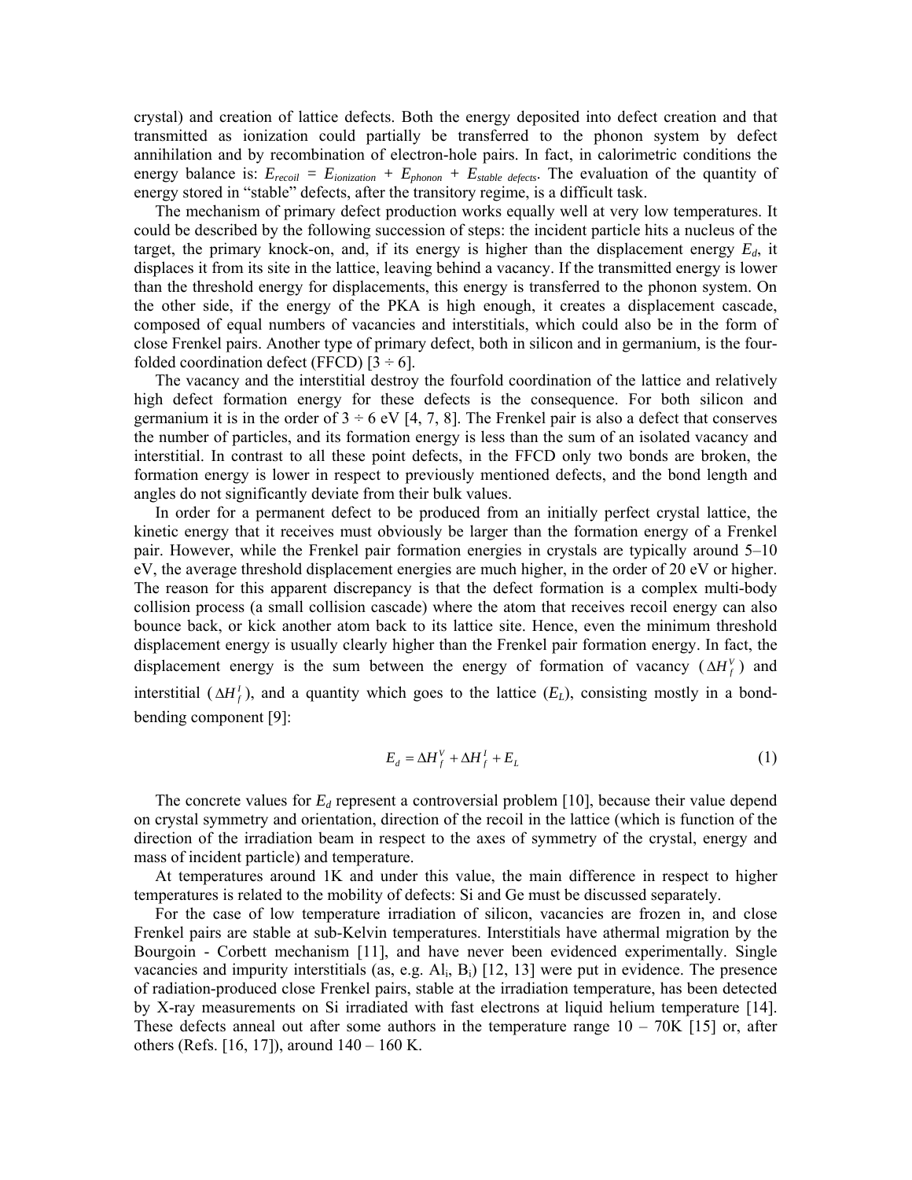crystal) and creation of lattice defects. Both the energy deposited into defect creation and that transmitted as ionization could partially be transferred to the phonon system by defect annihilation and by recombination of electron-hole pairs. In fact, in calorimetric conditions the energy balance is: $E_{recoil} = E_{ionization} + E_{phonon} + E_{stable\ defects}$. The evaluation of the quantity of energy stored in "stable" defects, after the transitory regime, is a difficult task.

The mechanism of primary defect production works equally well at very low temperatures. It could be described by the following succession of steps: the incident particle hits a nucleus of the target, the primary knock-on, and, if its energy is higher than the displacement energy $E_d$, it displaces it from its site in the lattice, leaving behind a vacancy. If the transmitted energy is lower than the threshold energy for displacements, this energy is transferred to the phonon system. On the other side, if the energy of the PKA is high enough, it creates a displacement cascade, composed of equal numbers of vacancies and interstitials, which could also be in the form of close Frenkel pairs. Another type of primary defect, both in silicon and in germanium, is the four-folded coordination defect (FFCD) [3 ÷ 6].

The vacancy and the interstitial destroy the fourfold coordination of the lattice and relatively high defect formation energy for these defects is the consequence. For both silicon and germanium it is in the order of 3 ÷ 6 eV [4, 7, 8]. The Frenkel pair is also a defect that conserves the number of particles, and its formation energy is less than the sum of an isolated vacancy and interstitial. In contrast to all these point defects, in the FFCD only two bonds are broken, the formation energy is lower in respect to previously mentioned defects, and the bond length and angles do not significantly deviate from their bulk values.

In order for a permanent defect to be produced from an initially perfect crystal lattice, the kinetic energy that it receives must obviously be larger than the formation energy of a Frenkel pair. However, while the Frenkel pair formation energies in crystals are typically around 5–10 eV, the average threshold displacement energies are much higher, in the order of 20 eV or higher. The reason for this apparent discrepancy is that the defect formation is a complex multi-body collision process (a small collision cascade) where the atom that receives recoil energy can also bounce back, or kick another atom back to its lattice site. Hence, even the minimum threshold displacement energy is usually clearly higher than the Frenkel pair formation energy. In fact, the displacement energy is the sum between the energy of formation of vacancy ($\Delta H_f^V$) and interstitial ($\Delta H_f^I$), and a quantity which goes to the lattice ($E_L$), consisting mostly in a bond-bending component [9]:

$$E_d = \Delta H_f^V + \Delta H_f^I + E_L \tag{1}$$

The concrete values for $E_d$ represent a controversial problem [10], because their value depend on crystal symmetry and orientation, direction of the recoil in the lattice (which is function of the direction of the irradiation beam in respect to the axes of symmetry of the crystal, energy and mass of incident particle) and temperature.

At temperatures around 1K and under this value, the main difference in respect to higher temperatures is related to the mobility of defects: Si and Ge must be discussed separately.

For the case of low temperature irradiation of silicon, vacancies are frozen in, and close Frenkel pairs are stable at sub-Kelvin temperatures. Interstitials have athermal migration by the Bourgoin - Corbett mechanism [11], and have never been evidenced experimentally. Single vacancies and impurity interstitials (as, e.g. $Al_i$, $B_i$) [12, 13] were put in evidence. The presence of radiation-produced close Frenkel pairs, stable at the irradiation temperature, has been detected by X-ray measurements on Si irradiated with fast electrons at liquid helium temperature [14]. These defects anneal out after some authors in the temperature range 10 – 70K [15] or, after others (Refs. [16, 17]), around 140 – 160 K.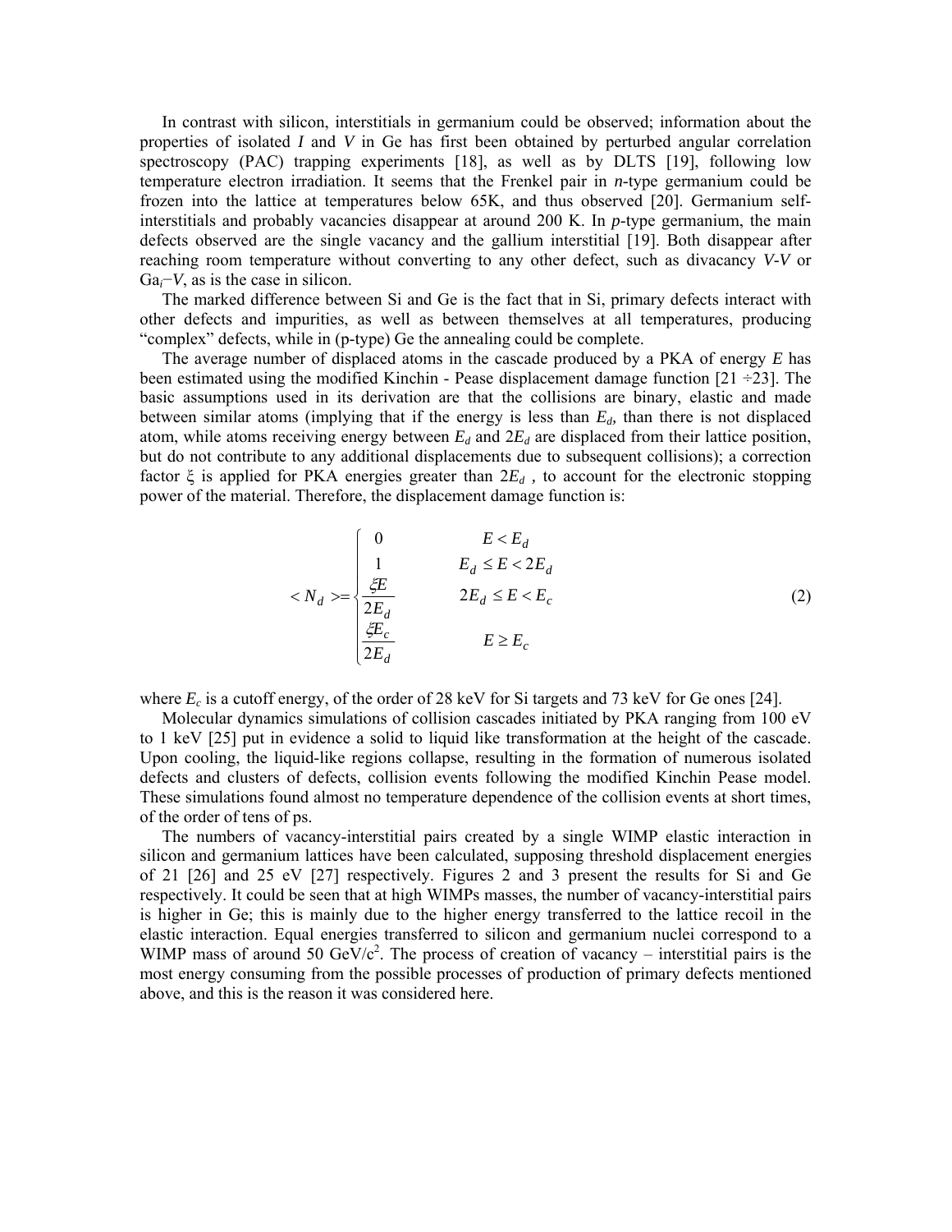In contrast with silicon, interstitials in germanium could be observed; information about the properties of isolated *I* and *V* in Ge has first been obtained by perturbed angular correlation spectroscopy (PAC) trapping experiments [18], as well as by DLTS [19], following low temperature electron irradiation. It seems that the Frenkel pair in *n*-type germanium could be frozen into the lattice at temperatures below 65K, and thus observed [20]. Germanium self-interstitials and probably vacancies disappear at around 200 K. In *p*-type germanium, the main defects observed are the single vacancy and the gallium interstitial [19]. Both disappear after reaching room temperature without converting to any other defect, such as divacancy *V-V* or $Ga_i$–*V*, as is the case in silicon.

The marked difference between Si and Ge is the fact that in Si, primary defects interact with other defects and impurities, as well as between themselves at all temperatures, producing "complex" defects, while in (p-type) Ge the annealing could be complete.

The average number of displaced atoms in the cascade produced by a PKA of energy *E* has been estimated using the modified Kinchin - Pease displacement damage function [21 ÷23]. The basic assumptions used in its derivation are that the collisions are binary, elastic and made between similar atoms (implying that if the energy is less than $E_d$, than there is not displaced atom, while atoms receiving energy between $E_d$ and $2E_d$ are displaced from their lattice position, but do not contribute to any additional displacements due to subsequent collisions); a correction factor ξ is applied for PKA energies greater than $2E_d$ , to account for the electronic stopping power of the material. Therefore, the displacement damage function is:

$$
< N_d >= \begin{cases} 0 & E < E_d \\ 1 & E_d \le E < 2E_d \\ \dfrac{\xi E}{2E_d} & 2E_d \le E < E_c \\ \dfrac{\xi E_c}{2E_d} & E \ge E_c \end{cases} \tag{2}
$$

where $E_c$ is a cutoff energy, of the order of 28 keV for Si targets and 73 keV for Ge ones [24].

Molecular dynamics simulations of collision cascades initiated by PKA ranging from 100 eV to 1 keV [25] put in evidence a solid to liquid like transformation at the height of the cascade. Upon cooling, the liquid-like regions collapse, resulting in the formation of numerous isolated defects and clusters of defects, collision events following the modified Kinchin Pease model. These simulations found almost no temperature dependence of the collision events at short times, of the order of tens of ps.

The numbers of vacancy-interstitial pairs created by a single WIMP elastic interaction in silicon and germanium lattices have been calculated, supposing threshold displacement energies of 21 [26] and 25 eV [27] respectively. Figures 2 and 3 present the results for Si and Ge respectively. It could be seen that at high WIMPs masses, the number of vacancy-interstitial pairs is higher in Ge; this is mainly due to the higher energy transferred to the lattice recoil in the elastic interaction. Equal energies transferred to silicon and germanium nuclei correspond to a WIMP mass of around 50 GeV/$c^2$. The process of creation of vacancy – interstitial pairs is the most energy consuming from the possible processes of production of primary defects mentioned above, and this is the reason it was considered here.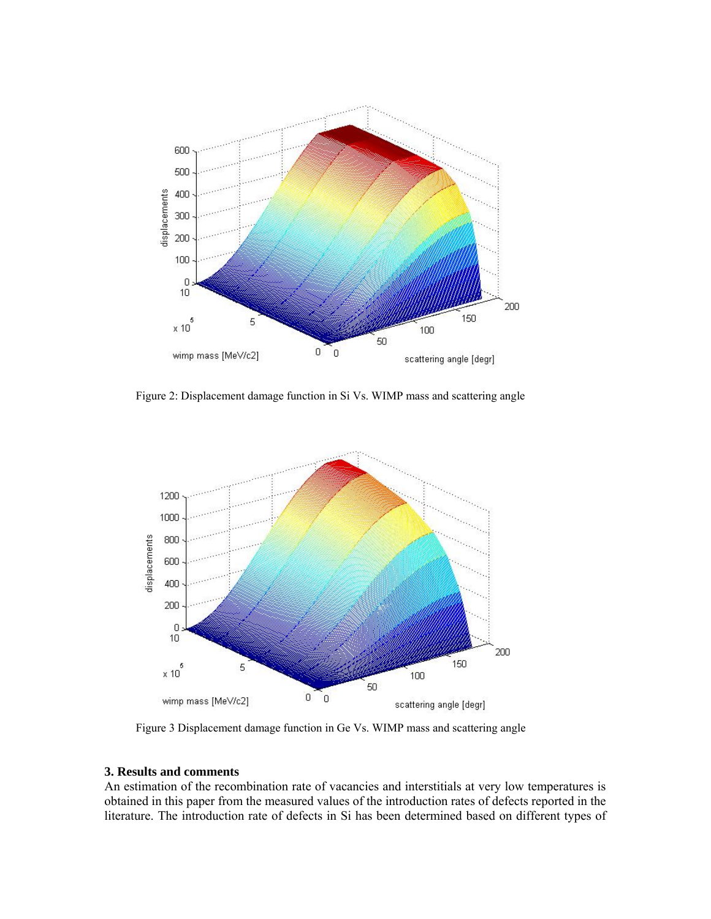Figure 2: Displacement damage function in Si Vs. WIMP mass and scattering angle

Figure 3 Displacement damage function in Ge Vs. WIMP mass and scattering angle

### 3. Results and comments

An estimation of the recombination rate of vacancies and interstitials at very low temperatures is obtained in this paper from the measured values of the introduction rates of defects reported in the literature. The introduction rate of defects in Si has been determined based on different types of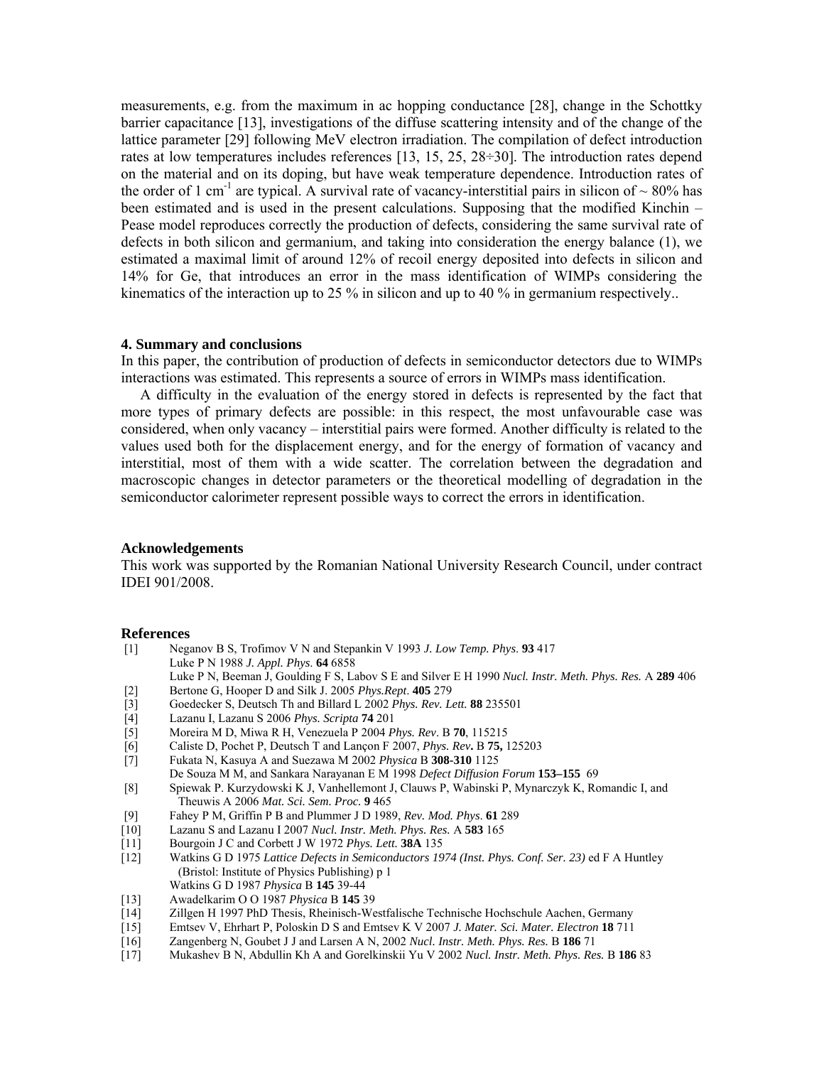measurements, e.g. from the maximum in ac hopping conductance [28], change in the Schottky barrier capacitance [13], investigations of the diffuse scattering intensity and of the change of the lattice parameter [29] following MeV electron irradiation. The compilation of defect introduction rates at low temperatures includes references [13, 15, 25, 28÷30]. The introduction rates depend on the material and on its doping, but have weak temperature dependence. Introduction rates of the order of 1 $cm^{-1}$ are typical. A survival rate of vacancy-interstitial pairs in silicon of ~ 80% has been estimated and is used in the present calculations. Supposing that the modified Kinchin – Pease model reproduces correctly the production of defects, considering the same survival rate of defects in both silicon and germanium, and taking into consideration the energy balance (1), we estimated a maximal limit of around 12% of recoil energy deposited into defects in silicon and 14% for Ge, that introduces an error in the mass identification of WIMPs considering the kinematics of the interaction up to 25 % in silicon and up to 40 % in germanium respectively..

## 4. Summary and conclusions

In this paper, the contribution of production of defects in semiconductor detectors due to WIMPs interactions was estimated. This represents a source of errors in WIMPs mass identification.

A difficulty in the evaluation of the energy stored in defects is represented by the fact that more types of primary defects are possible: in this respect, the most unfavourable case was considered, when only vacancy – interstitial pairs were formed. Another difficulty is related to the values used both for the displacement energy, and for the energy of formation of vacancy and interstitial, most of them with a wide scatter. The correlation between the degradation and macroscopic changes in detector parameters or the theoretical modelling of degradation in the semiconductor calorimeter represent possible ways to correct the errors in identification.

## Acknowledgements

This work was supported by the Romanian National University Research Council, under contract IDEI 901/2008.

## References

[1] Neganov B S, Trofimov V N and Stepankin V 1993 *J. Low Temp. Phys.* **93** 417
Luke P N 1988 *J. Appl. Phys.* **64** 6858
Luke P N, Beeman J, Goulding F S, Labov S E and Silver E H 1990 *Nucl. Instr. Meth. Phys. Res.* A **289** 406

[2] Bertone G, Hooper D and Silk J. 2005 *Phys.Rept*. **405** 279

[3] Goedecker S, Deutsch Th and Billard L 2002 *Phys. Rev. Lett.* **88** 235501

[4] Lazanu I, Lazanu S 2006 *Phys. Scripta* **74** 201

[5] Moreira M D, Miwa R H, Venezuela P 2004 *Phys. Rev*. B **70**, 115215

[6] Caliste D, Pochet P, Deutsch T and Lançon F 2007, *Phys. Rev***.** B **75,** 125203

[7] Fukata N, Kasuya A and Suezawa M 2002 *Physica* B **308-310** 1125
De Souza M M, and Sankara Narayanan E M 1998 *Defect Diffusion Forum* **153–155** 69

[8] Spiewak P. Kurzydowski K J, Vanhellemont J, Clauws P, Wabinski P, Mynarczyk K, Romandic I, and Theuwis A 2006 *Mat. Sci. Sem. Proc.* **9** 465

[9] Fahey P M, Griffin P B and Plummer J D 1989, *Rev. Mod. Phys*. **61** 289

[10] Lazanu S and Lazanu I 2007 *Nucl. Instr. Meth. Phys. Res.* A **583** 165

[11] Bourgoin J C and Corbett J W 1972 *Phys. Lett.* **38A** 135

[12] Watkins G D 1975 *Lattice Defects in Semiconductors 1974 (Inst. Phys. Conf. Ser. 23)* ed F A Huntley (Bristol: Institute of Physics Publishing) p 1
Watkins G D 1987 *Physica* B **145** 39-44

[13] Awadelkarim O O 1987 *Physica* B **145** 39

[14] Zillgen H 1997 PhD Thesis, Rheinisch-Westfalische Technische Hochschule Aachen, Germany

[15] Emtsev V, Ehrhart P, Poloskin D S and Emtsev K V 2007 *J. Mater. Sci. Mater. Electron* **18** 711

[16] Zangenberg N, Goubet J J and Larsen A N, 2002 *Nucl. Instr. Meth. Phys. Res.* B **186** 71

[17] Mukashev B N, Abdullin Kh A and Gorelkinskii Yu V 2002 *Nucl. Instr. Meth. Phys. Res.* B **186** 83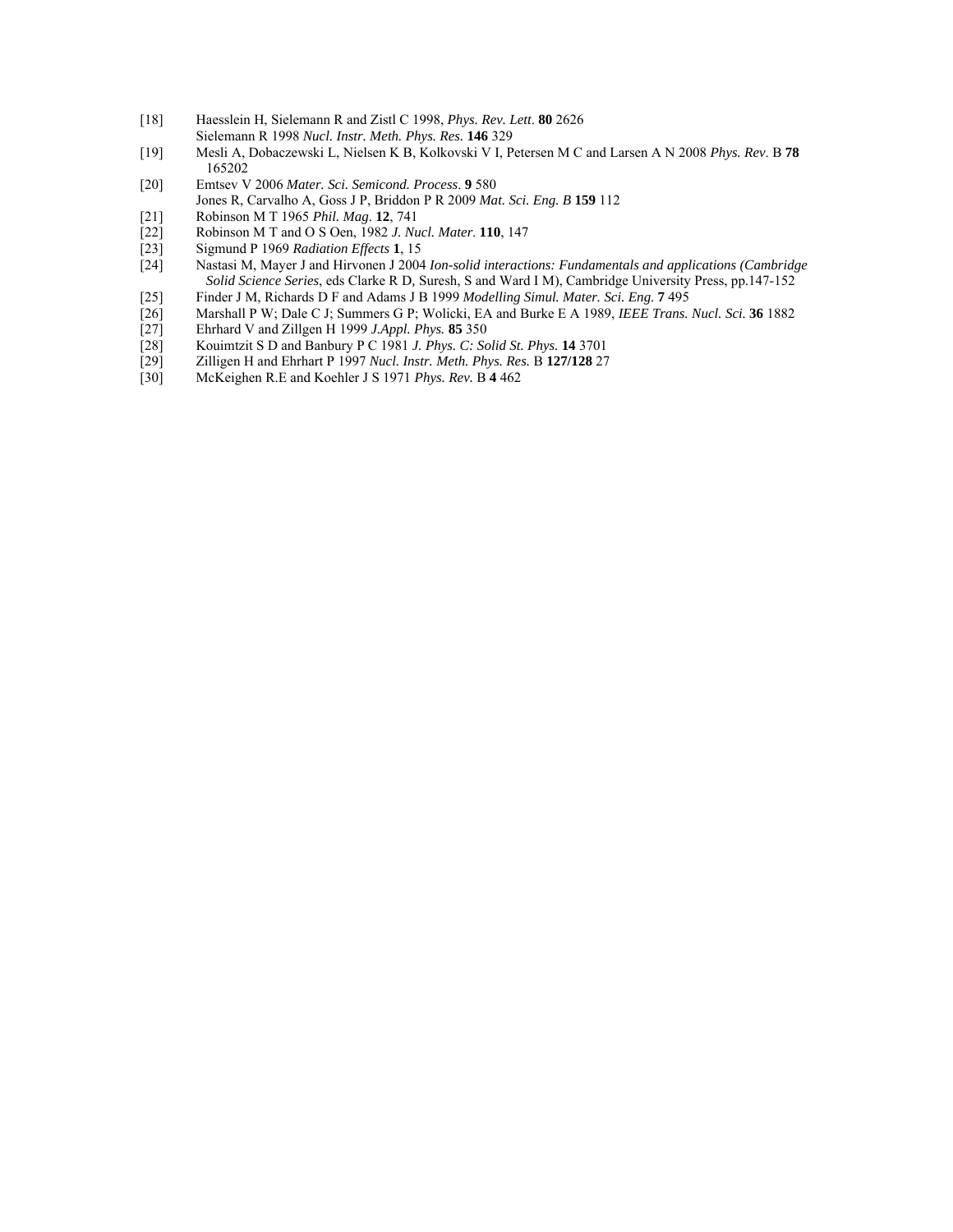[18] Haesslein H, Sielemann R and Zistl C 1998, *Phys. Rev. Lett*. **80** 2626
Sielemann R 1998 *Nucl. Instr. Meth. Phys. Res.* **146** 329

[19] Mesli A, Dobaczewski L, Nielsen K B, Kolkovski V I, Petersen M C and Larsen A N 2008 *Phys. Rev*. B **78** 165202

[20] Emtsev V 2006 *Mater. Sci. Semicond. Process*. **9** 580
Jones R, Carvalho A, Goss J P, Briddon P R 2009 *Mat. Sci. Eng. B* **159** 112

[21] Robinson M T 1965 *Phil. Mag*. **12**, 741

[22] Robinson M T and O S Oen, 1982 *J. Nucl. Mater*. **110**, 147

[23] Sigmund P 1969 *Radiation Effects* **1**, 15

[24] Nastasi M, Mayer J and Hirvonen J 2004 *Ion-solid interactions: Fundamentals and applications (Cambridge Solid Science Series*, eds Clarke R D, Suresh, S and Ward I M), Cambridge University Press, pp.147-152

[25] Finder J M, Richards D F and Adams J B 1999 *Modelling Simul. Mater. Sci. Eng*. **7** 495

[26] Marshall P W; Dale C J; Summers G P; Wolicki, EA and Burke E A 1989, *IEEE Trans. Nucl. Sci.* **36** 1882

[27] Ehrhard V and Zillgen H 1999 *J.Appl. Phys.* **85** 350

[28] Kouimtzit S D and Banbury P C 1981 *J. Phys. C: Solid St. Phys.* **14** 3701

[29] Zilligen H and Ehrhart P 1997 *Nucl. Instr. Meth. Phys. Res.* B **127/128** 27

[30] McKeighen R.E and Koehler J S 1971 *Phys. Rev.* B **4** 462